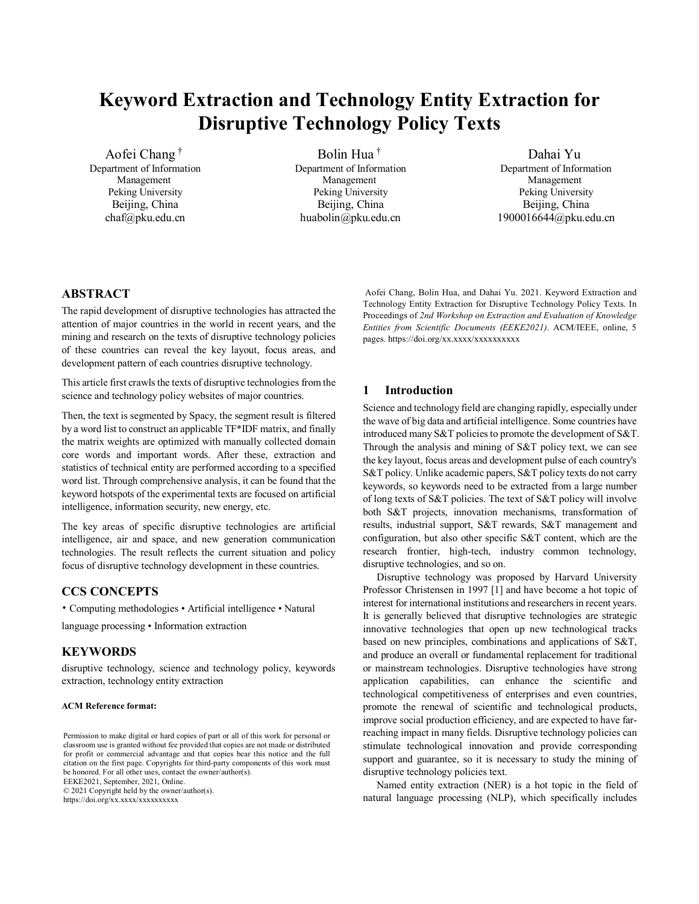# Keyword Extraction and Technology Entity Extraction for Disruptive Technology Policy Texts

Aofei Chang [†]
Department of Information Management
Peking University
Beijing, China
chaf@pku.edu.cn

Bolin Hua [†]
Department of Information Management
Peking University
Beijing, China
huabolin@pku.edu.cn

Dahai Yu
Department of Information Management
Peking University
Beijing, China
1900016644@pku.edu.cn

## ABSTRACT

The rapid development of disruptive technologies has attracted the attention of major countries in the world in recent years, and the mining and research on the texts of disruptive technology policies of these countries can reveal the key layout, focus areas, and development pattern of each countries disruptive technology.

This article first crawls the texts of disruptive technologies from the science and technology policy websites of major countries.

Then, the text is segmented by Spacy, the segment result is filtered by a word list to construct an applicable TF*IDF matrix, and finally the matrix weights are optimized with manually collected domain core words and important words. After these, extraction and statistics of technical entity are performed according to a specified word list. Through comprehensive analysis, it can be found that the keyword hotspots of the experimental texts are focused on artificial intelligence, information security, new energy, etc.

The key areas of specific disruptive technologies are artificial intelligence, air and space, and new generation communication technologies. The result reflects the current situation and policy focus of disruptive technology development in these countries.

## CCS CONCEPTS

• Computing methodologies • Artificial intelligence • Natural language processing • Information extraction

## KEYWORDS

disruptive technology, science and technology policy, keywords extraction, technology entity extraction

**ACM Reference format:**

Aofei Chang, Bolin Hua, and Dahai Yu. 2021. Keyword Extraction and Technology Entity Extraction for Disruptive Technology Policy Texts. In Proceedings of *2nd Workshop on Extraction and Evaluation of Knowledge Entities from Scientific Documents (EEKE2021)*. ACM/IEEE, online, 5 pages. https://doi.org/xx.xxxx/xxxxxxxxxx

Permission to make digital or hard copies of part or all of this work for personal or classroom use is granted without fee provided that copies are not made or distributed for profit or commercial advantage and that copies bear this notice and the full citation on the first page. Copyrights for third-party components of this work must be honored. For all other uses, contact the owner/author(s).
EEKE2021, September, 2021, Online.
© 2021 Copyright held by the owner/author(s).
https://doi.org/xx.xxxx/xxxxxxxxxx

## 1 Introduction

Science and technology field are changing rapidly, especially under the wave of big data and artificial intelligence. Some countries have introduced many S&T policies to promote the development of S&T. Through the analysis and mining of S&T policy text, we can see the key layout, focus areas and development pulse of each country's S&T policy. Unlike academic papers, S&T policy texts do not carry keywords, so keywords need to be extracted from a large number of long texts of S&T policies. The text of S&T policy will involve both S&T projects, innovation mechanisms, transformation of results, industrial support, S&T rewards, S&T management and configuration, but also other specific S&T content, which are the research frontier, high-tech, industry common technology, disruptive technologies, and so on.

Disruptive technology was proposed by Harvard University Professor Christensen in 1997 [1] and have become a hot topic of interest for international institutions and researchers in recent years. It is generally believed that disruptive technologies are strategic innovative technologies that open up new technological tracks based on new principles, combinations and applications of S&T, and produce an overall or fundamental replacement for traditional or mainstream technologies. Disruptive technologies have strong application capabilities, can enhance the scientific and technological competitiveness of enterprises and even countries, promote the renewal of scientific and technological products, improve social production efficiency, and are expected to have far-reaching impact in many fields. Disruptive technology policies can stimulate technological innovation and provide corresponding support and guarantee, so it is necessary to study the mining of disruptive technology policies text.

Named entity extraction (NER) is a hot topic in the field of natural language processing (NLP), which specifically includes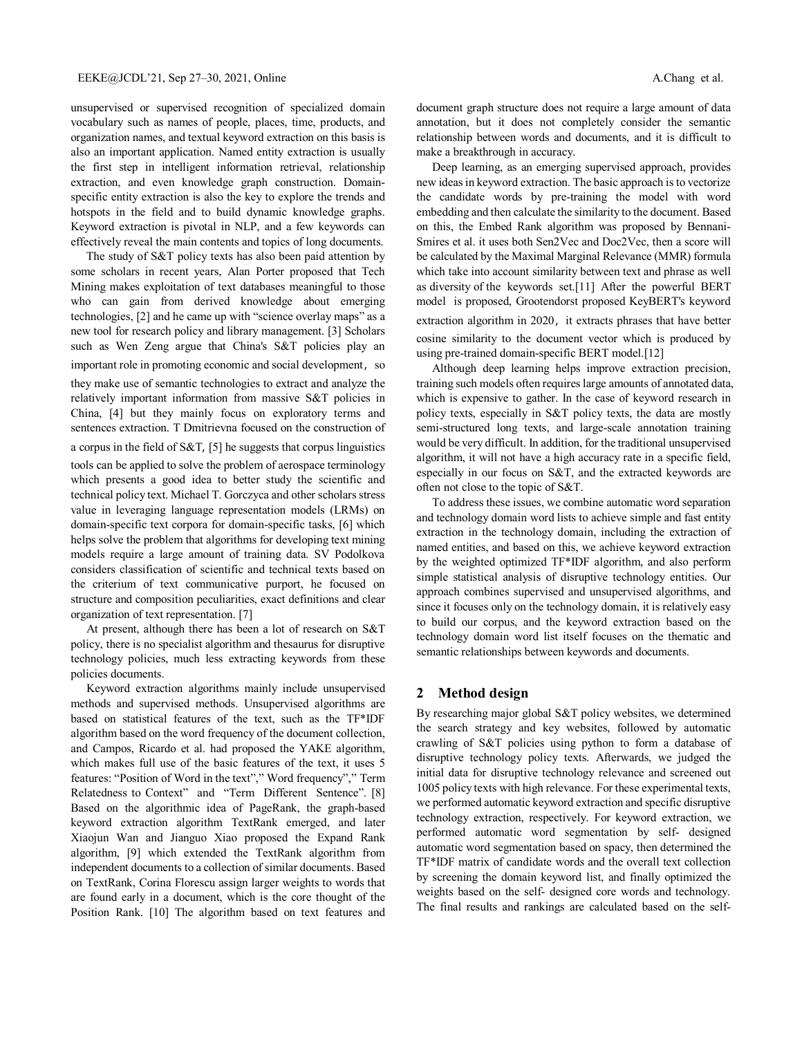unsupervised or supervised recognition of specialized domain vocabulary such as names of people, places, time, products, and organization names, and textual keyword extraction on this basis is also an important application. Named entity extraction is usually the first step in intelligent information retrieval, relationship extraction, and even knowledge graph construction. Domain-specific entity extraction is also the key to explore the trends and hotspots in the field and to build dynamic knowledge graphs. Keyword extraction is pivotal in NLP, and a few keywords can effectively reveal the main contents and topics of long documents.

The study of S&T policy texts has also been paid attention by some scholars in recent years, Alan Porter proposed that Tech Mining makes exploitation of text databases meaningful to those who can gain from derived knowledge about emerging technologies, [2] and he came up with "science overlay maps" as a new tool for research policy and library management. [3] Scholars such as Wen Zeng argue that China's S&T policies play an important role in promoting economic and social development, so they make use of semantic technologies to extract and analyze the relatively important information from massive S&T policies in China, [4] but they mainly focus on exploratory terms and sentences extraction. T Dmitrievna focused on the construction of a corpus in the field of S&T, [5] he suggests that corpus linguistics tools can be applied to solve the problem of aerospace terminology which presents a good idea to better study the scientific and technical policy text. Michael T. Gorczyca and other scholars stress value in leveraging language representation models (LRMs) on domain-specific text corpora for domain-specific tasks, [6] which helps solve the problem that algorithms for developing text mining models require a large amount of training data. SV Podolkova considers classification of scientific and technical texts based on the criterium of text communicative purport, he focused on structure and composition peculiarities, exact definitions and clear organization of text representation. [7]

At present, although there has been a lot of research on S&T policy, there is no specialist algorithm and thesaurus for disruptive technology policies, much less extracting keywords from these policies documents.

Keyword extraction algorithms mainly include unsupervised methods and supervised methods. Unsupervised algorithms are based on statistical features of the text, such as the TF*IDF algorithm based on the word frequency of the document collection, and Campos, Ricardo et al. had proposed the YAKE algorithm, which makes full use of the basic features of the text, it uses 5 features: "Position of Word in the text"," Word frequency"," Term Relatedness to Context" and "Term Different Sentence". [8] Based on the algorithmic idea of PageRank, the graph-based keyword extraction algorithm TextRank emerged, and later Xiaojun Wan and Jianguo Xiao proposed the Expand Rank algorithm, [9] which extended the TextRank algorithm from independent documents to a collection of similar documents. Based on TextRank, Corina Florescu assign larger weights to words that are found early in a document, which is the core thought of the Position Rank. [10] The algorithm based on text features and document graph structure does not require a large amount of data annotation, but it does not completely consider the semantic relationship between words and documents, and it is difficult to make a breakthrough in accuracy.

Deep learning, as an emerging supervised approach, provides new ideas in keyword extraction. The basic approach is to vectorize the candidate words by pre-training the model with word embedding and then calculate the similarity to the document. Based on this, the Embed Rank algorithm was proposed by Bennani-Smires et al. it uses both Sen2Vec and Doc2Vec, then a score will be calculated by the Maximal Marginal Relevance (MMR) formula which take into account similarity between text and phrase as well as diversity of the keywords set.[11] After the powerful BERT model is proposed, Grootendorst proposed KeyBERT's keyword extraction algorithm in 2020, it extracts phrases that have better cosine similarity to the document vector which is produced by using pre-trained domain-specific BERT model.[12]

Although deep learning helps improve extraction precision, training such models often requires large amounts of annotated data, which is expensive to gather. In the case of keyword research in policy texts, especially in S&T policy texts, the data are mostly semi-structured long texts, and large-scale annotation training would be very difficult. In addition, for the traditional unsupervised algorithm, it will not have a high accuracy rate in a specific field, especially in our focus on S&T, and the extracted keywords are often not close to the topic of S&T.

To address these issues, we combine automatic word separation and technology domain word lists to achieve simple and fast entity extraction in the technology domain, including the extraction of named entities, and based on this, we achieve keyword extraction by the weighted optimized TF*IDF algorithm, and also perform simple statistical analysis of disruptive technology entities. Our approach combines supervised and unsupervised algorithms, and since it focuses only on the technology domain, it is relatively easy to build our corpus, and the keyword extraction based on the technology domain word list itself focuses on the thematic and semantic relationships between keywords and documents.

## 2 Method design

By researching major global S&T policy websites, we determined the search strategy and key websites, followed by automatic crawling of S&T policies using python to form a database of disruptive technology policy texts. Afterwards, we judged the initial data for disruptive technology relevance and screened out 1005 policy texts with high relevance. For these experimental texts, we performed automatic keyword extraction and specific disruptive technology extraction, respectively. For keyword extraction, we performed automatic word segmentation by self- designed automatic word segmentation based on spacy, then determined the TF*IDF matrix of candidate words and the overall text collection by screening the domain keyword list, and finally optimized the weights based on the self- designed core words and technology. The final results and rankings are calculated based on the self-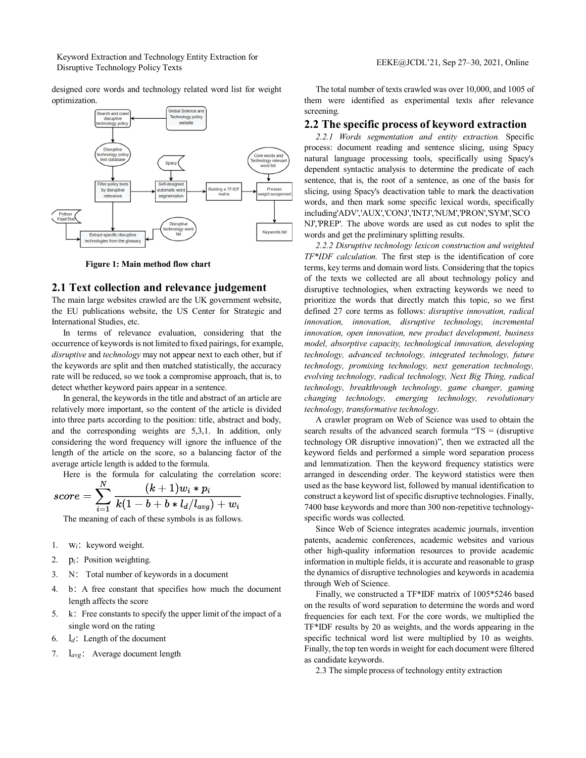designed core words and technology related word list for weight optimization.

Figure 1: Main method flow chart

## 2.1 Text collection and relevance judgement

The main large websites crawled are the UK government website, the EU publications website, the US Center for Strategic and International Studies, etc.

In terms of relevance evaluation, considering that the occurrence of keywords is not limited to fixed pairings, for example, *disruptive* and *technology* may not appear next to each other, but if the keywords are split and then matched statistically, the accuracy rate will be reduced, so we took a compromise approach, that is, to detect whether keyword pairs appear in a sentence.

In general, the keywords in the title and abstract of an article are relatively more important, so the content of the article is divided into three parts according to the position: title, abstract and body, and the corresponding weights are 5,3,1. In addition, only considering the word frequency will ignore the influence of the length of the article on the score, so a balancing factor of the average article length is added to the formula.

Here is the formula for calculating the correlation score:

$$score = \sum_{i=1}^{N} \frac{(k+1)w_i * p_i}{k(1-b+b*l_d/l_{avg})+w_i}$$

The meaning of each of these symbols is as follows.

1. $w_i$: keyword weight.
2. $p_i$: Position weighting.
3. N: Total number of keywords in a document
4. b: A free constant that specifies how much the document length affects the score
5. k: Free constants to specify the upper limit of the impact of a single word on the rating
6. $l_d$: Length of the document
7. $l_{avg}$: Average document length

The total number of texts crawled was over 10,000, and 1005 of them were identified as experimental texts after relevance screening.

## 2.2 The specific process of keyword extraction

*2.2.1 Words segmentation and entity extraction.* Specific process: document reading and sentence slicing, using Spacy natural language processing tools, specifically using Spacy's dependent syntactic analysis to determine the predicate of each sentence, that is, the root of a sentence, as one of the basis for slicing, using Spacy's deactivation table to mark the deactivation words, and then mark some specific lexical words, specifically including'ADV','AUX','CONJ','INTJ','NUM','PRON','SYM','SCONJ','PREP'. The above words are used as cut nodes to split the words and get the preliminary splitting results.

*2.2.2 Disruptive technology lexicon construction and weighted TF\*IDF calculation.* The first step is the identification of core terms, key terms and domain word lists. Considering that the topics of the texts we collected are all about technology policy and disruptive technologies, when extracting keywords we need to prioritize the words that directly match this topic, so we first defined 27 core terms as follows: *disruptive innovation, radical innovation, innovation, disruptive technology, incremental innovation, open innovation, new product development, business model, absorptive capacity, technological innovation, developing technology, advanced technology, integrated technology, future technology, promising technology, next generation technology, evolving technology, radical technology, Next Big Thing, radical technology, breakthrough technology, game changer, gaming changing technology, emerging technology, revolutionary technology, transformative technology*.

A crawler program on Web of Science was used to obtain the search results of the advanced search formula "TS = (disruptive technology OR disruptive innovation)", then we extracted all the keyword fields and performed a simple word separation process and lemmatization. Then the keyword frequency statistics were arranged in descending order. The keyword statistics were then used as the base keyword list, followed by manual identification to construct a keyword list of specific disruptive technologies. Finally, 7400 base keywords and more than 300 non-repetitive technology-specific words was collected.

Since Web of Science integrates academic journals, invention patents, academic conferences, academic websites and various other high-quality information resources to provide academic information in multiple fields, it is accurate and reasonable to grasp the dynamics of disruptive technologies and keywords in academia through Web of Science.

Finally, we constructed a TF\*IDF matrix of 1005\*5246 based on the results of word separation to determine the words and word frequencies for each text. For the core words, we multiplied the TF\*IDF results by 20 as weights, and the words appearing in the specific technical word list were multiplied by 10 as weights. Finally, the top ten words in weight for each document were filtered as candidate keywords.

2.3 The simple process of technology entity extraction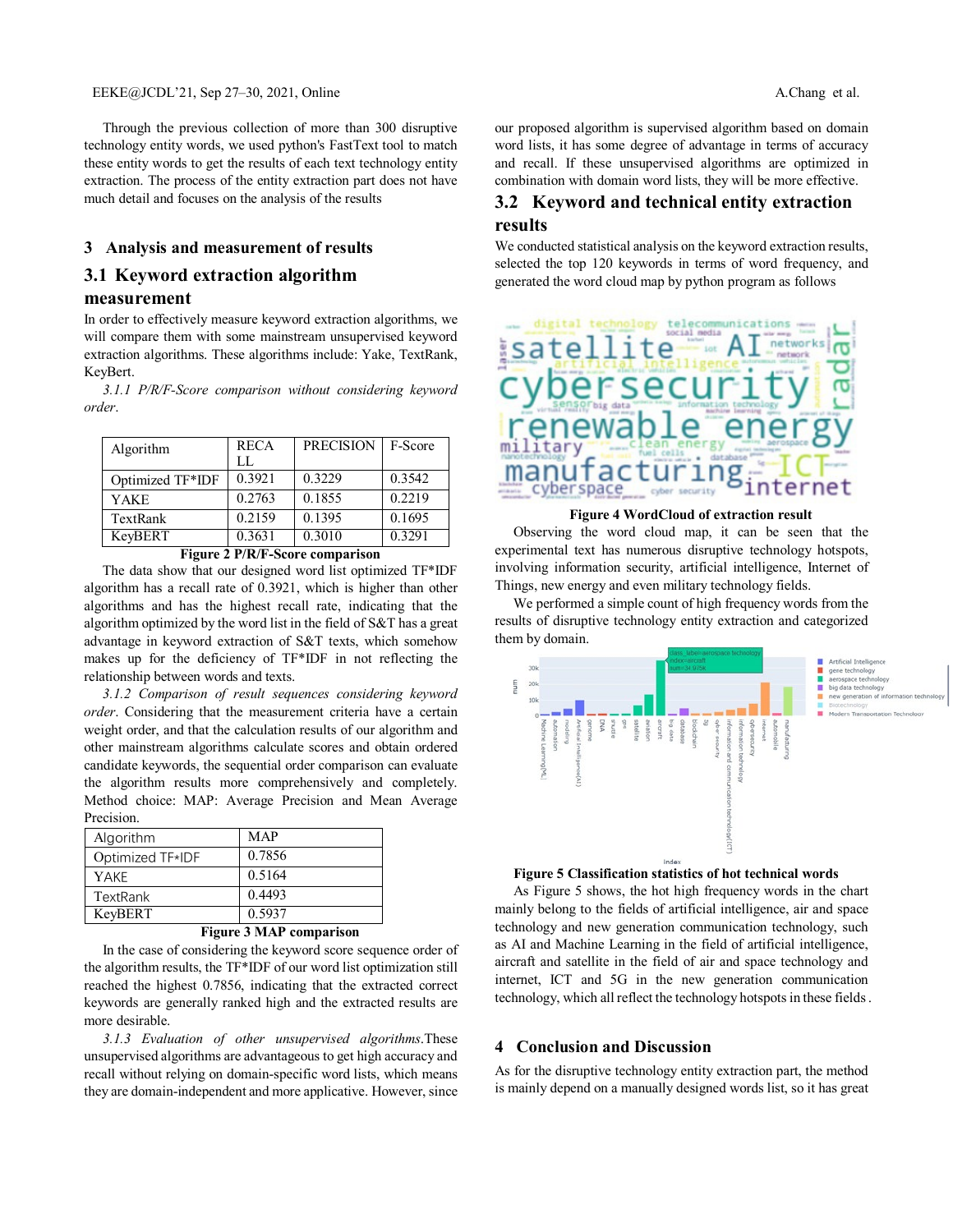Through the previous collection of more than 300 disruptive technology entity words, we used python's FastText tool to match these entity words to get the results of each text technology entity extraction. The process of the entity extraction part does not have much detail and focuses on the analysis of the results

# 3 Analysis and measurement of results

## 3.1 Keyword extraction algorithm measurement

In order to effectively measure keyword extraction algorithms, we will compare them with some mainstream unsupervised keyword extraction algorithms. These algorithms include: Yake, TextRank, KeyBert.

*3.1.1 P/R/F-Score comparison without considering keyword order*.

| Algorithm | RECALL | PRECISION | F-Score |
|---|---|---|---|
| Optimized TF*IDF | 0.3921 | 0.3229 | 0.3542 |
| YAKE | 0.2763 | 0.1855 | 0.2219 |
| TextRank | 0.2159 | 0.1395 | 0.1695 |
| KeyBERT | 0.3631 | 0.3010 | 0.3291 |

**Figure 2 P/R/F-Score comparison**

The data show that our designed word list optimized TF*IDF algorithm has a recall rate of 0.3921, which is higher than other algorithms and has the highest recall rate, indicating that the algorithm optimized by the word list in the field of S&T has a great advantage in keyword extraction of S&T texts, which somehow makes up for the deficiency of TF*IDF in not reflecting the relationship between words and texts.

*3.1.2 Comparison of result sequences considering keyword order*. Considering that the measurement criteria have a certain weight order, and that the calculation results of our algorithm and other mainstream algorithms calculate scores and obtain ordered candidate keywords, the sequential order comparison can evaluate the algorithm results more comprehensively and completely. Method choice: MAP: Average Precision and Mean Average Precision.

| Algorithm | MAP |
|---|---|
| Optimized TF*IDF | 0.7856 |
| YAKE | 0.5164 |
| TextRank | 0.4493 |
| KeyBERT | 0.5937 |

**Figure 3 MAP comparison**

In the case of considering the keyword score sequence order of the algorithm results, the TF*IDF of our word list optimization still reached the highest 0.7856, indicating that the extracted correct keywords are generally ranked high and the extracted results are more desirable.

*3.1.3 Evaluation of other unsupervised algorithms*.These unsupervised algorithms are advantageous to get high accuracy and recall without relying on domain-specific word lists, which means they are domain-independent and more applicative. However, since our proposed algorithm is supervised algorithm based on domain word lists, it has some degree of advantage in terms of accuracy and recall. If these unsupervised algorithms are optimized in combination with domain word lists, they will be more effective.

## 3.2 Keyword and technical entity extraction results

We conducted statistical analysis on the keyword extraction results, selected the top 120 keywords in terms of word frequency, and generated the word cloud map by python program as follows

**Figure 4 WordCloud of extraction result**

Observing the word cloud map, it can be seen that the experimental text has numerous disruptive technology hotspots, involving information security, artificial intelligence, Internet of Things, new energy and even military technology fields.

We performed a simple count of high frequency words from the results of disruptive technology entity extraction and categorized them by domain.

**Figure 5 Classification statistics of hot technical words**

As Figure 5 shows, the hot high frequency words in the chart mainly belong to the fields of artificial intelligence, air and space technology and new generation communication technology, such as AI and Machine Learning in the field of artificial intelligence, aircraft and satellite in the field of air and space technology and internet, ICT and 5G in the new generation communication technology, which all reflect the technology hotspots in these fields .

# 4 Conclusion and Discussion

As for the disruptive technology entity extraction part, the method is mainly depend on a manually designed words list, so it has great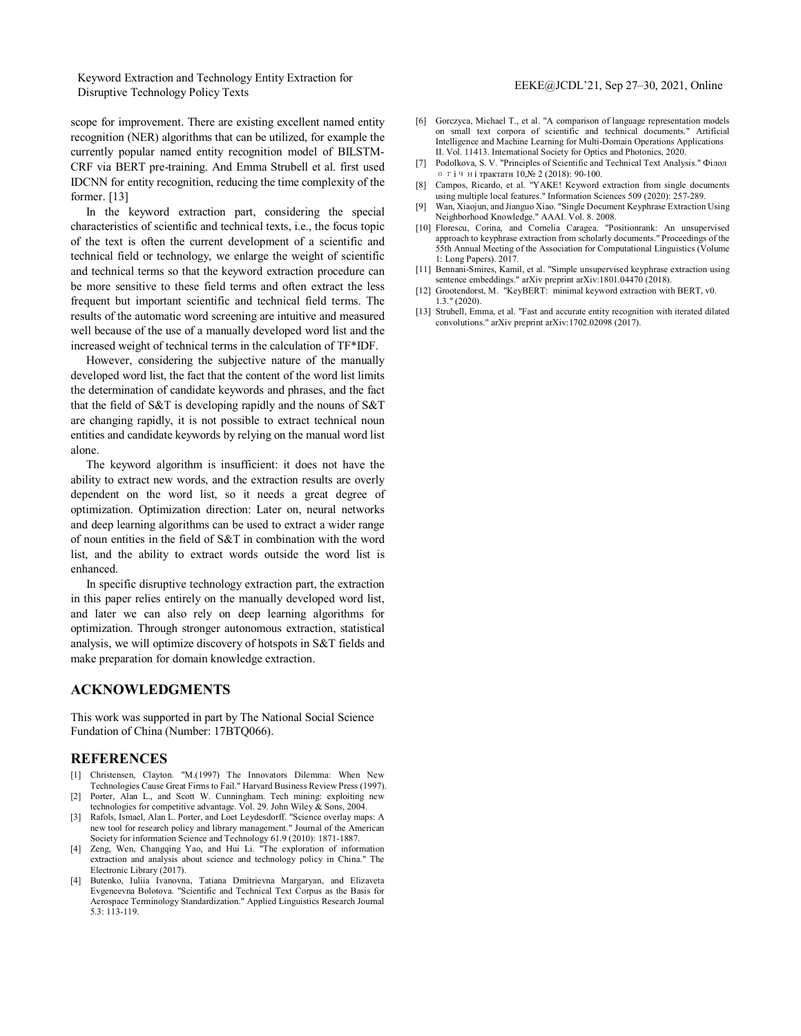scope for improvement. There are existing excellent named entity recognition (NER) algorithms that can be utilized, for example the currently popular named entity recognition model of BILSTM-CRF via BERT pre-training. And Emma Strubell et al. first used IDCNN for entity recognition, reducing the time complexity of the former. [13]

In the keyword extraction part, considering the special characteristics of scientific and technical texts, i.e., the focus topic of the text is often the current development of a scientific and technical field or technology, we enlarge the weight of scientific and technical terms so that the keyword extraction procedure can be more sensitive to these field terms and often extract the less frequent but important scientific and technical field terms. The results of the automatic word screening are intuitive and measured well because of the use of a manually developed word list and the increased weight of technical terms in the calculation of TF*IDF.

However, considering the subjective nature of the manually developed word list, the fact that the content of the word list limits the determination of candidate keywords and phrases, and the fact that the field of S&T is developing rapidly and the nouns of S&T are changing rapidly, it is not possible to extract technical noun entities and candidate keywords by relying on the manual word list alone.

The keyword algorithm is insufficient: it does not have the ability to extract new words, and the extraction results are overly dependent on the word list, so it needs a great degree of optimization. Optimization direction: Later on, neural networks and deep learning algorithms can be used to extract a wider range of noun entities in the field of S&T in combination with the word list, and the ability to extract words outside the word list is enhanced.

In specific disruptive technology extraction part, the extraction in this paper relies entirely on the manually developed word list, and later we can also rely on deep learning algorithms for optimization. Through stronger autonomous extraction, statistical analysis, we will optimize discovery of hotspots in S&T fields and make preparation for domain knowledge extraction.

## ACKNOWLEDGMENTS

This work was supported in part by The National Social Science Fundation of China (Number: 17BTQ066).

## REFERENCES

- [1] Christensen, Clayton. "M.(1997) The Innovators Dilemma: When New Technologies Cause Great Firms to Fail." Harvard Business Review Press (1997).
- [2] Porter, Alan L., and Scott W. Cunningham. Tech mining: exploiting new technologies for competitive advantage. Vol. 29. John Wiley & Sons, 2004.
- [3] Rafols, Ismael, Alan L. Porter, and Loet Leydesdorff. "Science overlay maps: A new tool for research policy and library management." Journal of the American Society for information Science and Technology 61.9 (2010): 1871-1887.
- [4] Zeng, Wen, Changqing Yao, and Hui Li. "The exploration of information extraction and analysis about science and technology policy in China." The Electronic Library (2017).
- [4] Butenko, Iuliia Ivanovna, Tatiana Dmitrievna Margaryan, and Elizaveta Evgeneevna Bolotova. "Scientific and Technical Text Corpus as the Basis for Aerospace Terminology Standardization." Applied Linguistics Research Journal 5.3: 113-119.
- [6] Gorczyca, Michael T., et al. "A comparison of language representation models on small text corpora of scientific and technical documents." Artificial Intelligence and Machine Learning for Multi-Domain Operations Applications II. Vol. 11413. International Society for Optics and Photonics, 2020.
- [7] Podolkova, S. V. "Principles of Scientific and Technical Text Analysis." Філологічні трактати 10,№ 2 (2018): 90-100.
- [8] Campos, Ricardo, et al. "YAKE! Keyword extraction from single documents using multiple local features." Information Sciences 509 (2020): 257-289.
- [9] Wan, Xiaojun, and Jianguo Xiao. "Single Document Keyphrase Extraction Using Neighborhood Knowledge." AAAI. Vol. 8. 2008.
- [10] Florescu, Corina, and Cornelia Caragea. "Positionrank: An unsupervised approach to keyphrase extraction from scholarly documents." Proceedings of the 55th Annual Meeting of the Association for Computational Linguistics (Volume 1: Long Papers). 2017.
- [11] Bennani-Smires, Kamil, et al. "Simple unsupervised keyphrase extraction using sentence embeddings." arXiv preprint arXiv:1801.04470 (2018).
- [12] Grootendorst, M. "KeyBERT: minimal keyword extraction with BERT, v0. 1.3." (2020).
- [13] Strubell, Emma, et al. "Fast and accurate entity recognition with iterated dilated convolutions." arXiv preprint arXiv:1702.02098 (2017).